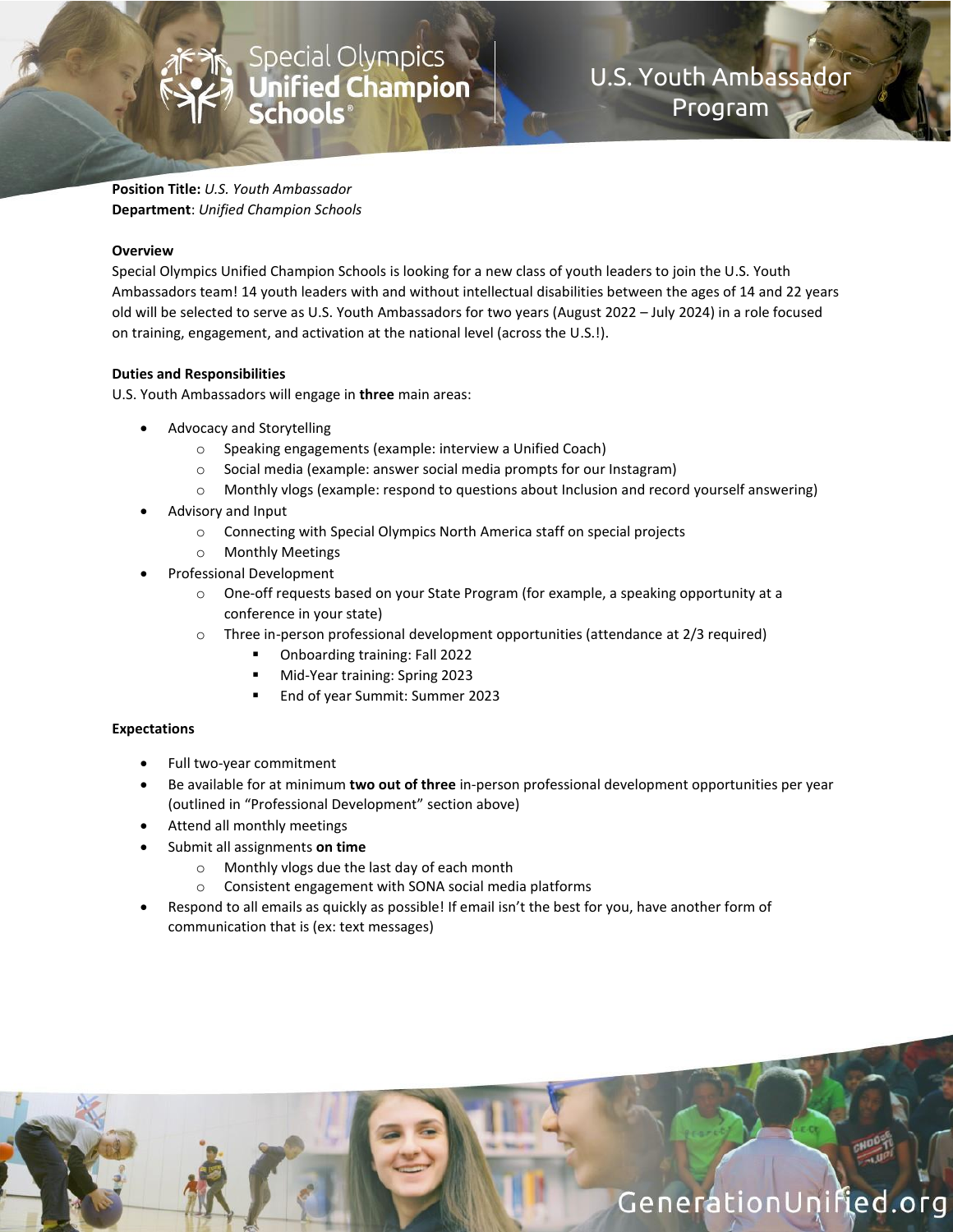Special Olympics Unified Champion Schools

# U.S. Youth Ambassador Program

**Position Title:** *U.S. Youth Ambassador*
**Department**: *Unified Champion Schools*

**Overview**
Special Olympics Unified Champion Schools is looking for a new class of youth leaders to join the U.S. Youth Ambassadors team! 14 youth leaders with and without intellectual disabilities between the ages of 14 and 22 years old will be selected to serve as U.S. Youth Ambassadors for two years (August 2022 – July 2024) in a role focused on training, engagement, and activation at the national level (across the U.S.!).

**Duties and Responsibilities**
U.S. Youth Ambassadors will engage in **three** main areas:

- Advocacy and Storytelling
  - Speaking engagements (example: interview a Unified Coach)
  - Social media (example: answer social media prompts for our Instagram)
  - Monthly vlogs (example: respond to questions about Inclusion and record yourself answering)
- Advisory and Input
  - Connecting with Special Olympics North America staff on special projects
  - Monthly Meetings
- Professional Development
  - One-off requests based on your State Program (for example, a speaking opportunity at a conference in your state)
  - Three in-person professional development opportunities (attendance at 2/3 required)
    - Onboarding training: Fall 2022
    - Mid-Year training: Spring 2023
    - End of year Summit: Summer 2023

**Expectations**

- Full two-year commitment
- Be available for at minimum **two out of three** in-person professional development opportunities per year (outlined in "Professional Development" section above)
- Attend all monthly meetings
- Submit all assignments **on time**
  - Monthly vlogs due the last day of each month
  - Consistent engagement with SONA social media platforms
- Respond to all emails as quickly as possible! If email isn't the best for you, have another form of communication that is (ex: text messages)

GenerationUnified.org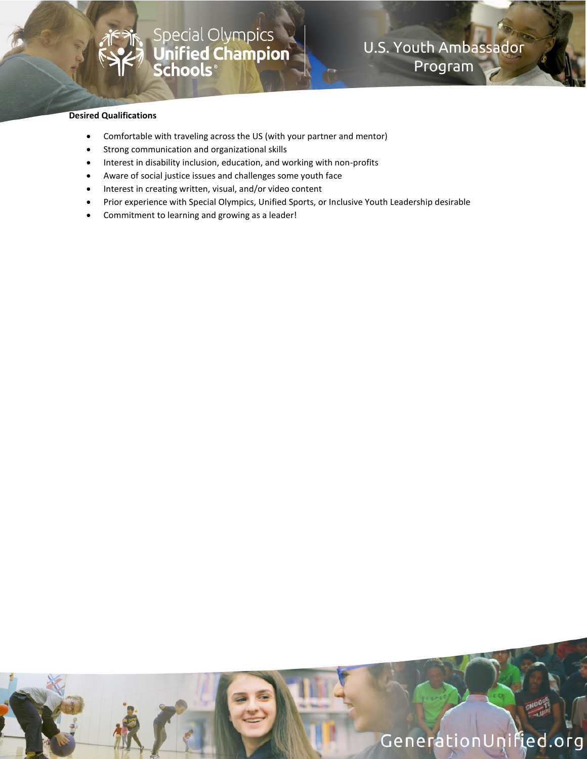**Desired Qualifications**

- Comfortable with traveling across the US (with your partner and mentor)
- Strong communication and organizational skills
- Interest in disability inclusion, education, and working with non-profits
- Aware of social justice issues and challenges some youth face
- Interest in creating written, visual, and/or video content
- Prior experience with Special Olympics, Unified Sports, or Inclusive Youth Leadership desirable
- Commitment to learning and growing as a leader!